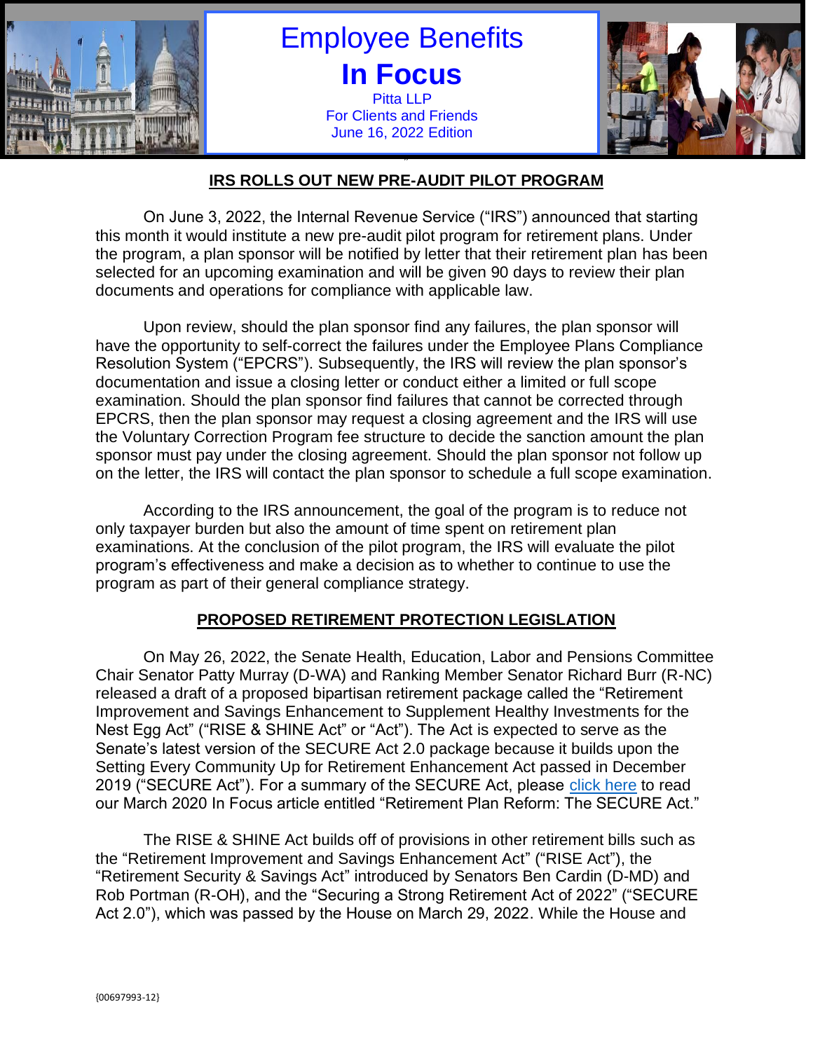# Employee Benefits
# In Focus

Pitta LLP
For Clients and Friends
June 16, 2022 Edition

## IRS ROLLS OUT NEW PRE-AUDIT PILOT PROGRAM

On June 3, 2022, the Internal Revenue Service ("IRS") announced that starting this month it would institute a new pre-audit pilot program for retirement plans. Under the program, a plan sponsor will be notified by letter that their retirement plan has been selected for an upcoming examination and will be given 90 days to review their plan documents and operations for compliance with applicable law.

Upon review, should the plan sponsor find any failures, the plan sponsor will have the opportunity to self-correct the failures under the Employee Plans Compliance Resolution System ("EPCRS"). Subsequently, the IRS will review the plan sponsor's documentation and issue a closing letter or conduct either a limited or full scope examination. Should the plan sponsor find failures that cannot be corrected through EPCRS, then the plan sponsor may request a closing agreement and the IRS will use the Voluntary Correction Program fee structure to decide the sanction amount the plan sponsor must pay under the closing agreement. Should the plan sponsor not follow up on the letter, the IRS will contact the plan sponsor to schedule a full scope examination.

According to the IRS announcement, the goal of the program is to reduce not only taxpayer burden but also the amount of time spent on retirement plan examinations. At the conclusion of the pilot program, the IRS will evaluate the pilot program's effectiveness and make a decision as to whether to continue to use the program as part of their general compliance strategy.

## PROPOSED RETIREMENT PROTECTION LEGISLATION

On May 26, 2022, the Senate Health, Education, Labor and Pensions Committee Chair Senator Patty Murray (D-WA) and Ranking Member Senator Richard Burr (R-NC) released a draft of a proposed bipartisan retirement package called the "Retirement Improvement and Savings Enhancement to Supplement Healthy Investments for the Nest Egg Act" ("RISE & SHINE Act" or "Act"). The Act is expected to serve as the Senate's latest version of the SECURE Act 2.0 package because it builds upon the Setting Every Community Up for Retirement Enhancement Act passed in December 2019 ("SECURE Act"). For a summary of the SECURE Act, please click here to read our March 2020 In Focus article entitled "Retirement Plan Reform: The SECURE Act."

The RISE & SHINE Act builds off of provisions in other retirement bills such as the "Retirement Improvement and Savings Enhancement Act" ("RISE Act"), the "Retirement Security & Savings Act" introduced by Senators Ben Cardin (D-MD) and Rob Portman (R-OH), and the "Securing a Strong Retirement Act of 2022" ("SECURE Act 2.0"), which was passed by the House on March 29, 2022. While the House and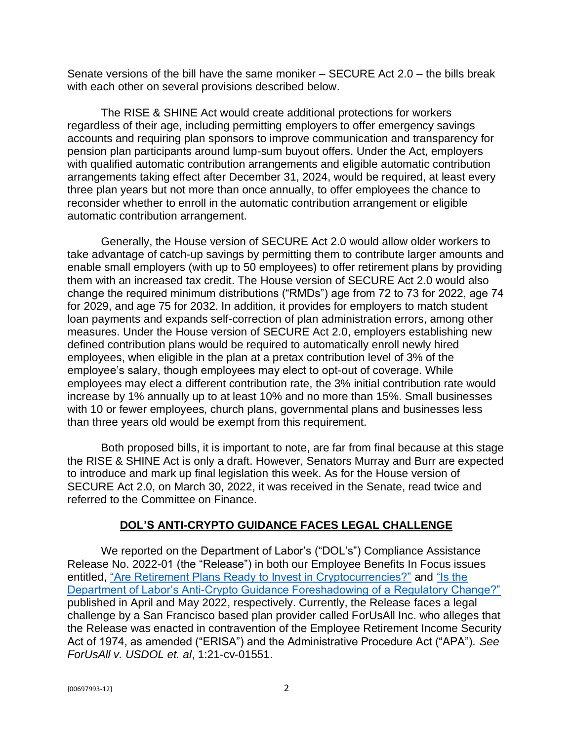Senate versions of the bill have the same moniker – SECURE Act 2.0 – the bills break with each other on several provisions described below.

The RISE & SHINE Act would create additional protections for workers regardless of their age, including permitting employers to offer emergency savings accounts and requiring plan sponsors to improve communication and transparency for pension plan participants around lump-sum buyout offers. Under the Act, employers with qualified automatic contribution arrangements and eligible automatic contribution arrangements taking effect after December 31, 2024, would be required, at least every three plan years but not more than once annually, to offer employees the chance to reconsider whether to enroll in the automatic contribution arrangement or eligible automatic contribution arrangement.

Generally, the House version of SECURE Act 2.0 would allow older workers to take advantage of catch-up savings by permitting them to contribute larger amounts and enable small employers (with up to 50 employees) to offer retirement plans by providing them with an increased tax credit. The House version of SECURE Act 2.0 would also change the required minimum distributions ("RMDs") age from 72 to 73 for 2022, age 74 for 2029, and age 75 for 2032. In addition, it provides for employers to match student loan payments and expands self-correction of plan administration errors, among other measures. Under the House version of SECURE Act 2.0, employers establishing new defined contribution plans would be required to automatically enroll newly hired employees, when eligible in the plan at a pretax contribution level of 3% of the employee's salary, though employees may elect to opt-out of coverage. While employees may elect a different contribution rate, the 3% initial contribution rate would increase by 1% annually up to at least 10% and no more than 15%. Small businesses with 10 or fewer employees, church plans, governmental plans and businesses less than three years old would be exempt from this requirement.

Both proposed bills, it is important to note, are far from final because at this stage the RISE & SHINE Act is only a draft. However, Senators Murray and Burr are expected to introduce and mark up final legislation this week. As for the House version of SECURE Act 2.0, on March 30, 2022, it was received in the Senate, read twice and referred to the Committee on Finance.

## DOL'S ANTI-CRYPTO GUIDANCE FACES LEGAL CHALLENGE

We reported on the Department of Labor's ("DOL's") Compliance Assistance Release No. 2022-01 (the "Release") in both our Employee Benefits In Focus issues entitled, "Are Retirement Plans Ready to Invest in Cryptocurrencies?" and "Is the Department of Labor's Anti-Crypto Guidance Foreshadowing of a Regulatory Change?" published in April and May 2022, respectively. Currently, the Release faces a legal challenge by a San Francisco based plan provider called ForUsAll Inc. who alleges that the Release was enacted in contravention of the Employee Retirement Income Security Act of 1974, as amended ("ERISA") and the Administrative Procedure Act ("APA"). *See ForUsAll v. USDOL et. al*, 1:21-cv-01551.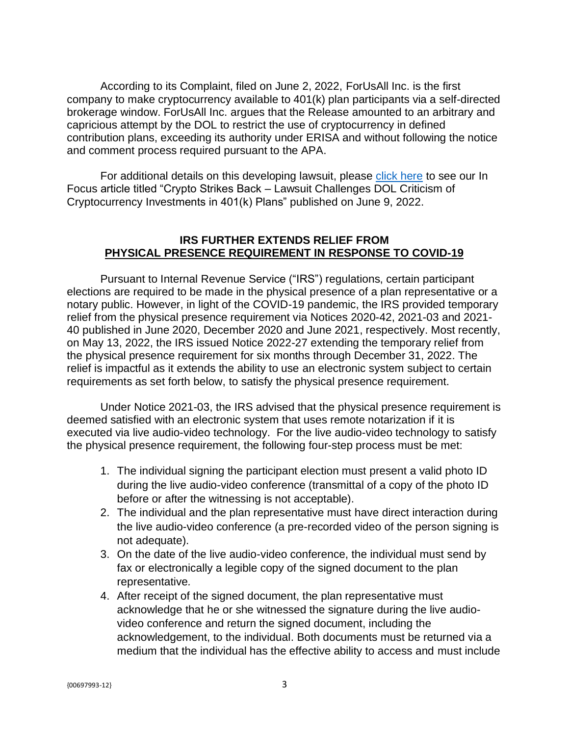According to its Complaint, filed on June 2, 2022, ForUsAll Inc. is the first company to make cryptocurrency available to 401(k) plan participants via a self-directed brokerage window. ForUsAll Inc. argues that the Release amounted to an arbitrary and capricious attempt by the DOL to restrict the use of cryptocurrency in defined contribution plans, exceeding its authority under ERISA and without following the notice and comment process required pursuant to the APA.

For additional details on this developing lawsuit, please click here to see our In Focus article titled "Crypto Strikes Back – Lawsuit Challenges DOL Criticism of Cryptocurrency Investments in 401(k) Plans" published on June 9, 2022.

## IRS FURTHER EXTENDS RELIEF FROM PHYSICAL PRESENCE REQUIREMENT IN RESPONSE TO COVID-19

Pursuant to Internal Revenue Service ("IRS") regulations, certain participant elections are required to be made in the physical presence of a plan representative or a notary public. However, in light of the COVID-19 pandemic, the IRS provided temporary relief from the physical presence requirement via Notices 2020-42, 2021-03 and 2021-40 published in June 2020, December 2020 and June 2021, respectively. Most recently, on May 13, 2022, the IRS issued Notice 2022-27 extending the temporary relief from the physical presence requirement for six months through December 31, 2022. The relief is impactful as it extends the ability to use an electronic system subject to certain requirements as set forth below, to satisfy the physical presence requirement.

Under Notice 2021-03, the IRS advised that the physical presence requirement is deemed satisfied with an electronic system that uses remote notarization if it is executed via live audio-video technology. For the live audio-video technology to satisfy the physical presence requirement, the following four-step process must be met:

1. The individual signing the participant election must present a valid photo ID during the live audio-video conference (transmittal of a copy of the photo ID before or after the witnessing is not acceptable).
2. The individual and the plan representative must have direct interaction during the live audio-video conference (a pre-recorded video of the person signing is not adequate).
3. On the date of the live audio-video conference, the individual must send by fax or electronically a legible copy of the signed document to the plan representative.
4. After receipt of the signed document, the plan representative must acknowledge that he or she witnessed the signature during the live audio-video conference and return the signed document, including the acknowledgement, to the individual. Both documents must be returned via a medium that the individual has the effective ability to access and must include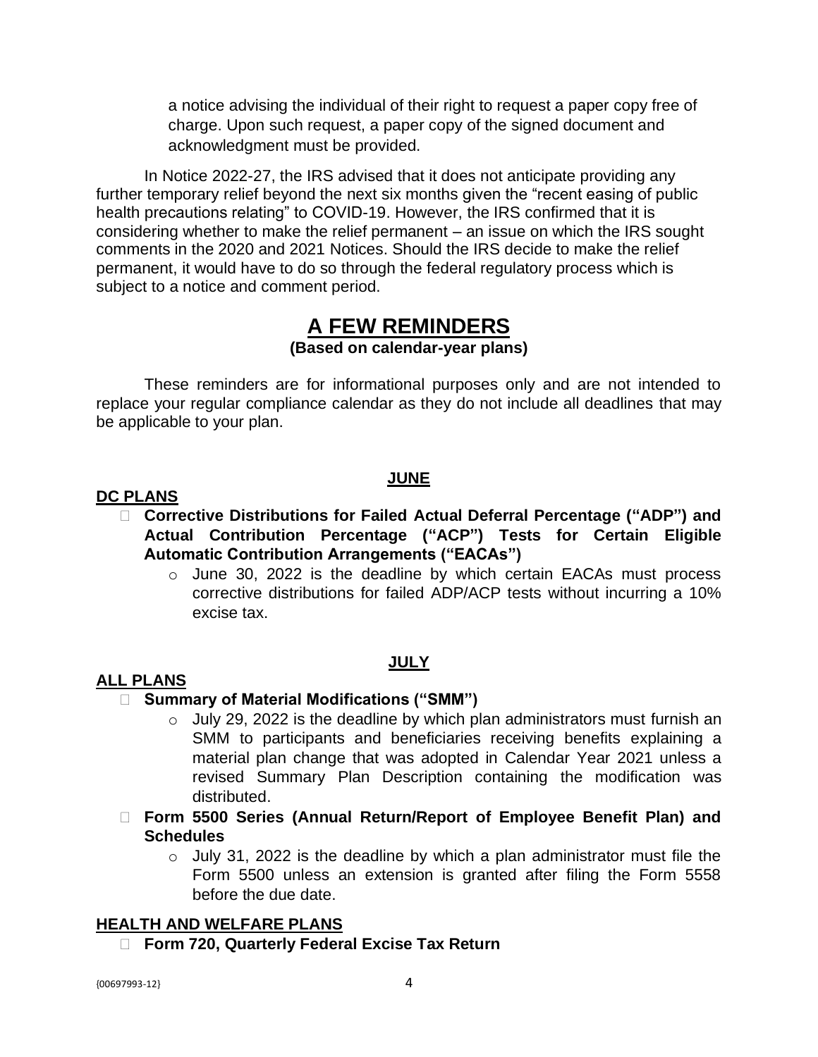a notice advising the individual of their right to request a paper copy free of charge. Upon such request, a paper copy of the signed document and acknowledgment must be provided.

In Notice 2022-27, the IRS advised that it does not anticipate providing any further temporary relief beyond the next six months given the "recent easing of public health precautions relating" to COVID-19. However, the IRS confirmed that it is considering whether to make the relief permanent – an issue on which the IRS sought comments in the 2020 and 2021 Notices. Should the IRS decide to make the relief permanent, it would have to do so through the federal regulatory process which is subject to a notice and comment period.

# A FEW REMINDERS

**(Based on calendar-year plans)**

These reminders are for informational purposes only and are not intended to replace your regular compliance calendar as they do not include all deadlines that may be applicable to your plan.

## JUNE

### DC PLANS

- **Corrective Distributions for Failed Actual Deferral Percentage ("ADP") and Actual Contribution Percentage ("ACP") Tests for Certain Eligible Automatic Contribution Arrangements ("EACAs")**
  - June 30, 2022 is the deadline by which certain EACAs must process corrective distributions for failed ADP/ACP tests without incurring a 10% excise tax.

## JULY

### ALL PLANS

- **Summary of Material Modifications ("SMM")**
  - July 29, 2022 is the deadline by which plan administrators must furnish an SMM to participants and beneficiaries receiving benefits explaining a material plan change that was adopted in Calendar Year 2021 unless a revised Summary Plan Description containing the modification was distributed.
- **Form 5500 Series (Annual Return/Report of Employee Benefit Plan) and Schedules**
  - July 31, 2022 is the deadline by which a plan administrator must file the Form 5500 unless an extension is granted after filing the Form 5558 before the due date.

### HEALTH AND WELFARE PLANS

- **Form 720, Quarterly Federal Excise Tax Return**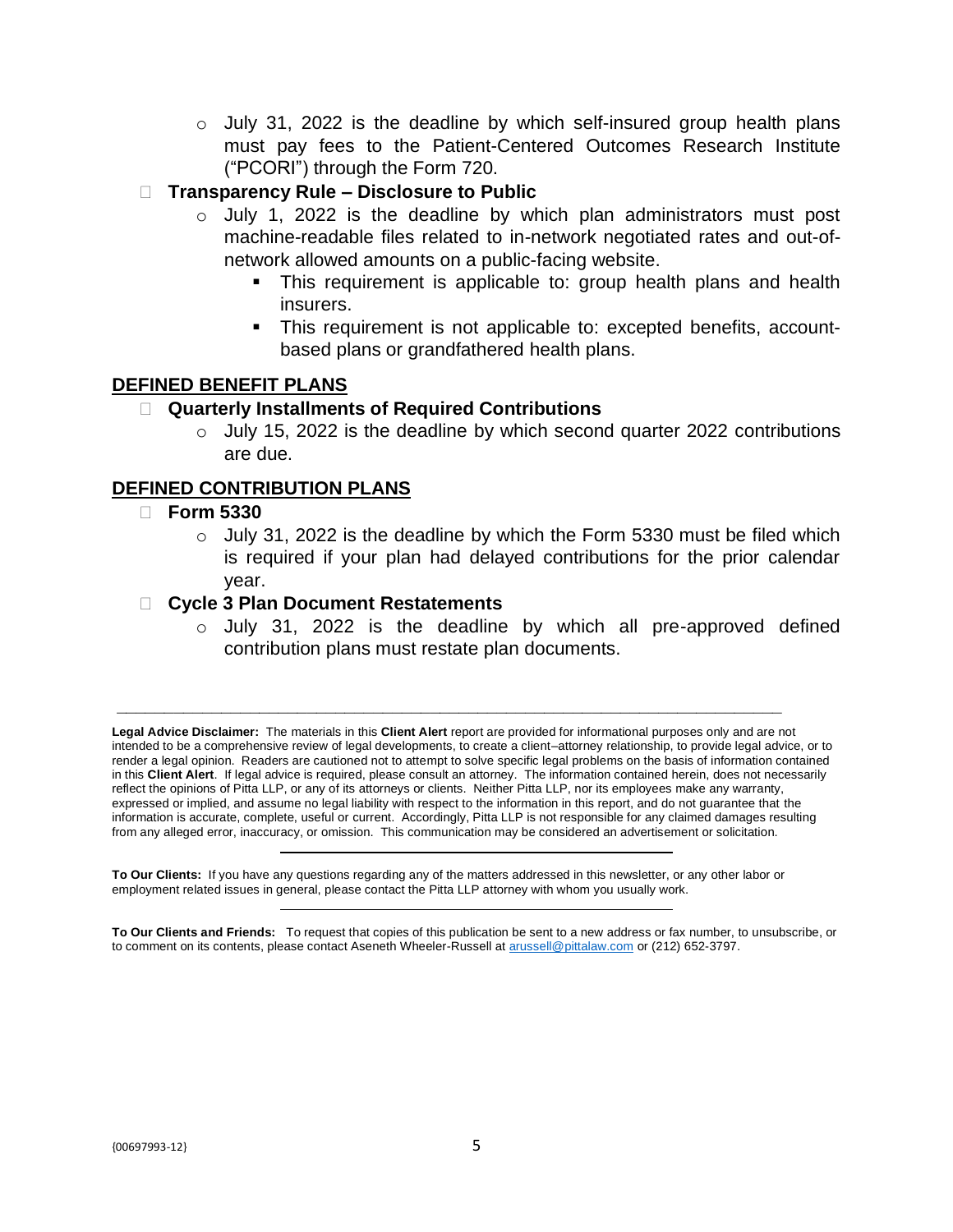- July 31, 2022 is the deadline by which self-insured group health plans must pay fees to the Patient-Centered Outcomes Research Institute ("PCORI") through the Form 720.

- **Transparency Rule – Disclosure to Public**
  - July 1, 2022 is the deadline by which plan administrators must post machine-readable files related to in-network negotiated rates and out-of-network allowed amounts on a public-facing website.
    - This requirement is applicable to: group health plans and health insurers.
    - This requirement is not applicable to: excepted benefits, account-based plans or grandfathered health plans.

## DEFINED BENEFIT PLANS

- **Quarterly Installments of Required Contributions**
  - July 15, 2022 is the deadline by which second quarter 2022 contributions are due.

## DEFINED CONTRIBUTION PLANS

- **Form 5330**
  - July 31, 2022 is the deadline by which the Form 5330 must be filed which is required if your plan had delayed contributions for the prior calendar year.
- **Cycle 3 Plan Document Restatements**
  - July 31, 2022 is the deadline by which all pre-approved defined contribution plans must restate plan documents.

---

**Legal Advice Disclaimer:** The materials in this **Client Alert** report are provided for informational purposes only and are not intended to be a comprehensive review of legal developments, to create a client–attorney relationship, to provide legal advice, or to render a legal opinion. Readers are cautioned not to attempt to solve specific legal problems on the basis of information contained in this **Client Alert**. If legal advice is required, please consult an attorney. The information contained herein, does not necessarily reflect the opinions of Pitta LLP, or any of its attorneys or clients. Neither Pitta LLP, nor its employees make any warranty, expressed or implied, and assume no legal liability with respect to the information in this report, and do not guarantee that the information is accurate, complete, useful or current. Accordingly, Pitta LLP is not responsible for any claimed damages resulting from any alleged error, inaccuracy, or omission. This communication may be considered an advertisement or solicitation.

---

**To Our Clients:** If you have any questions regarding any of the matters addressed in this newsletter, or any other labor or employment related issues in general, please contact the Pitta LLP attorney with whom you usually work.

---

**To Our Clients and Friends:** To request that copies of this publication be sent to a new address or fax number, to unsubscribe, or to comment on its contents, please contact Aseneth Wheeler-Russell at arussell@pittalaw.com or (212) 652-3797.

{00697993-12}